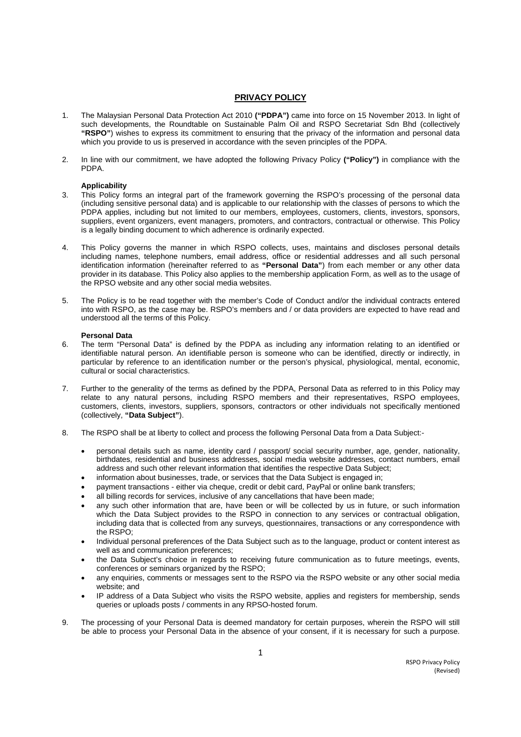# PRIVACY POLICY

1. The Malaysian Personal Data Protection Act 2010 **("PDPA")** came into force on 15 November 2013. In light of such developments, the Roundtable on Sustainable Palm Oil and RSPO Secretariat Sdn Bhd (collectively **"RSPO"**) wishes to express its commitment to ensuring that the privacy of the information and personal data which you provide to us is preserved in accordance with the seven principles of the PDPA.

2. In line with our commitment, we have adopted the following Privacy Policy **("Policy")** in compliance with the PDPA.

### Applicability

3. This Policy forms an integral part of the framework governing the RSPO's processing of the personal data (including sensitive personal data) and is applicable to our relationship with the classes of persons to which the PDPA applies, including but not limited to our members, employees, customers, clients, investors, sponsors, suppliers, event organizers, event managers, promoters, and contractors, contractual or otherwise. This Policy is a legally binding document to which adherence is ordinarily expected.

4. This Policy governs the manner in which RSPO collects, uses, maintains and discloses personal details including names, telephone numbers, email address, office or residential addresses and all such personal identification information (hereinafter referred to as **"Personal Data"**) from each member or any other data provider in its database. This Policy also applies to the membership application Form, as well as to the usage of the RPSO website and any other social media websites.

5. The Policy is to be read together with the member's Code of Conduct and/or the individual contracts entered into with RSPO, as the case may be. RSPO's members and / or data providers are expected to have read and understood all the terms of this Policy.

### Personal Data

6. The term "Personal Data" is defined by the PDPA as including any information relating to an identified or identifiable natural person. An identifiable person is someone who can be identified, directly or indirectly, in particular by reference to an identification number or the person's physical, physiological, mental, economic, cultural or social characteristics.

7. Further to the generality of the terms as defined by the PDPA, Personal Data as referred to in this Policy may relate to any natural persons, including RSPO members and their representatives, RSPO employees, customers, clients, investors, suppliers, sponsors, contractors or other individuals not specifically mentioned (collectively, **"Data Subject"**).

8. The RSPO shall be at liberty to collect and process the following Personal Data from a Data Subject:-

   - personal details such as name, identity card / passport/ social security number, age, gender, nationality, birthdates, residential and business addresses, social media website addresses, contact numbers, email address and such other relevant information that identifies the respective Data Subject;
   - information about businesses, trade, or services that the Data Subject is engaged in;
   - payment transactions - either via cheque, credit or debit card, PayPal or online bank transfers;
   - all billing records for services, inclusive of any cancellations that have been made;
   - any such other information that are, have been or will be collected by us in future, or such information which the Data Subject provides to the RSPO in connection to any services or contractual obligation, including data that is collected from any surveys, questionnaires, transactions or any correspondence with the RSPO;
   - Individual personal preferences of the Data Subject such as to the language, product or content interest as well as and communication preferences;
   - the Data Subject's choice in regards to receiving future communication as to future meetings, events, conferences or seminars organized by the RSPO;
   - any enquiries, comments or messages sent to the RSPO via the RSPO website or any other social media website; and
   - IP address of a Data Subject who visits the RSPO website, applies and registers for membership, sends queries or uploads posts / comments in any RPSO-hosted forum.

9. The processing of your Personal Data is deemed mandatory for certain purposes, wherein the RSPO will still be able to process your Personal Data in the absence of your consent, if it is necessary for such a purpose.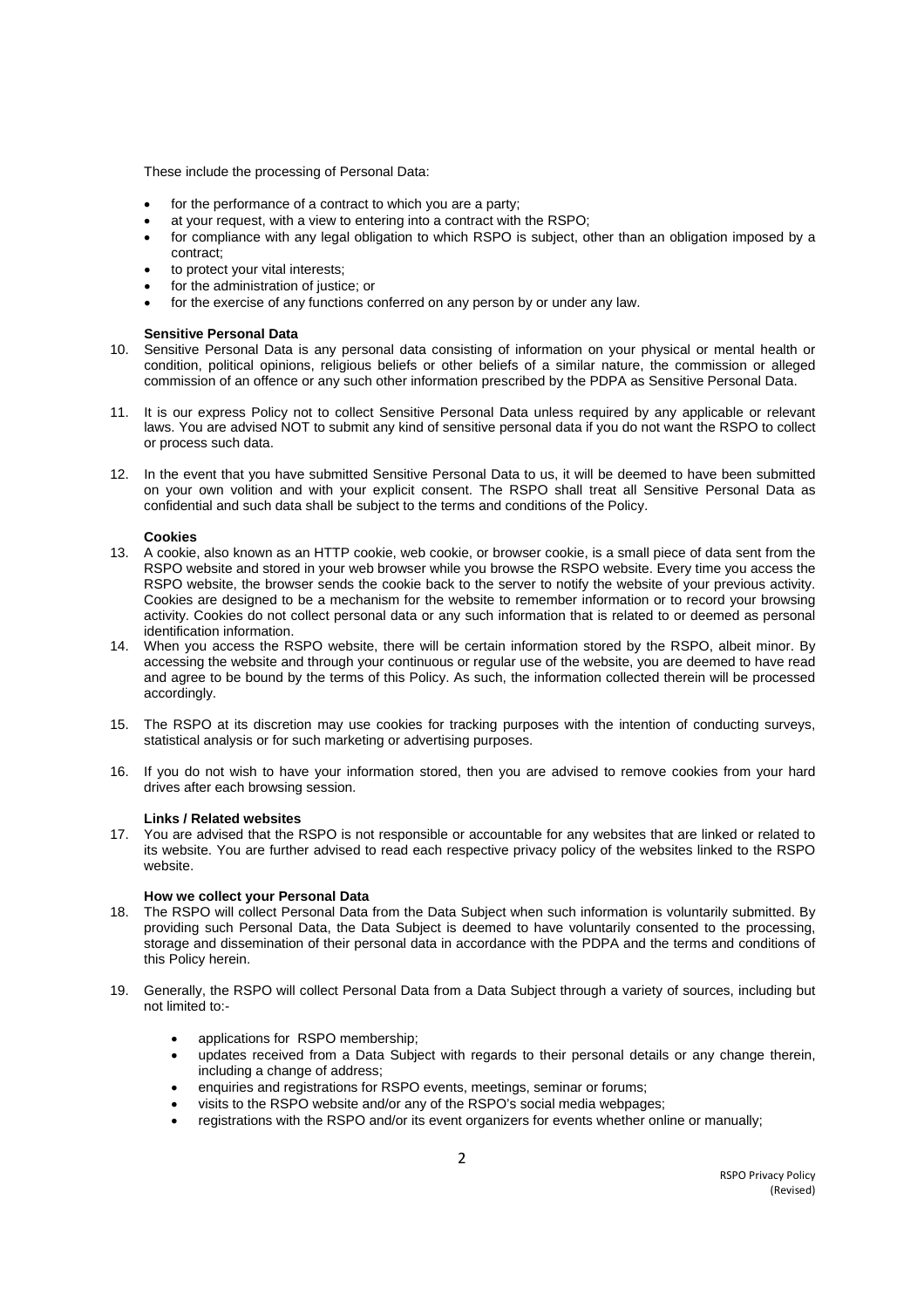These include the processing of Personal Data:

- for the performance of a contract to which you are a party;
- at your request, with a view to entering into a contract with the RSPO;
- for compliance with any legal obligation to which RSPO is subject, other than an obligation imposed by a contract;
- to protect your vital interests;
- for the administration of justice; or
- for the exercise of any functions conferred on any person by or under any law.

**Sensitive Personal Data**

10. Sensitive Personal Data is any personal data consisting of information on your physical or mental health or condition, political opinions, religious beliefs or other beliefs of a similar nature, the commission or alleged commission of an offence or any such other information prescribed by the PDPA as Sensitive Personal Data.

11. It is our express Policy not to collect Sensitive Personal Data unless required by any applicable or relevant laws. You are advised NOT to submit any kind of sensitive personal data if you do not want the RSPO to collect or process such data.

12. In the event that you have submitted Sensitive Personal Data to us, it will be deemed to have been submitted on your own volition and with your explicit consent. The RSPO shall treat all Sensitive Personal Data as confidential and such data shall be subject to the terms and conditions of the Policy.

**Cookies**

13. A cookie, also known as an HTTP cookie, web cookie, or browser cookie, is a small piece of data sent from the RSPO website and stored in your web browser while you browse the RSPO website. Every time you access the RSPO website, the browser sends the cookie back to the server to notify the website of your previous activity. Cookies are designed to be a mechanism for the website to remember information or to record your browsing activity. Cookies do not collect personal data or any such information that is related to or deemed as personal identification information.
14. When you access the RSPO website, there will be certain information stored by the RSPO, albeit minor. By accessing the website and through your continuous or regular use of the website, you are deemed to have read and agree to be bound by the terms of this Policy. As such, the information collected therein will be processed accordingly.

15. The RSPO at its discretion may use cookies for tracking purposes with the intention of conducting surveys, statistical analysis or for such marketing or advertising purposes.

16. If you do not wish to have your information stored, then you are advised to remove cookies from your hard drives after each browsing session.

**Links / Related websites**

17. You are advised that the RSPO is not responsible or accountable for any websites that are linked or related to its website. You are further advised to read each respective privacy policy of the websites linked to the RSPO website.

**How we collect your Personal Data**

18. The RSPO will collect Personal Data from the Data Subject when such information is voluntarily submitted. By providing such Personal Data, the Data Subject is deemed to have voluntarily consented to the processing, storage and dissemination of their personal data in accordance with the PDPA and the terms and conditions of this Policy herein.

19. Generally, the RSPO will collect Personal Data from a Data Subject through a variety of sources, including but not limited to:-

    - applications for RSPO membership;
    - updates received from a Data Subject with regards to their personal details or any change therein, including a change of address;
    - enquiries and registrations for RSPO events, meetings, seminar or forums;
    - visits to the RSPO website and/or any of the RSPO's social media webpages;
    - registrations with the RSPO and/or its event organizers for events whether online or manually;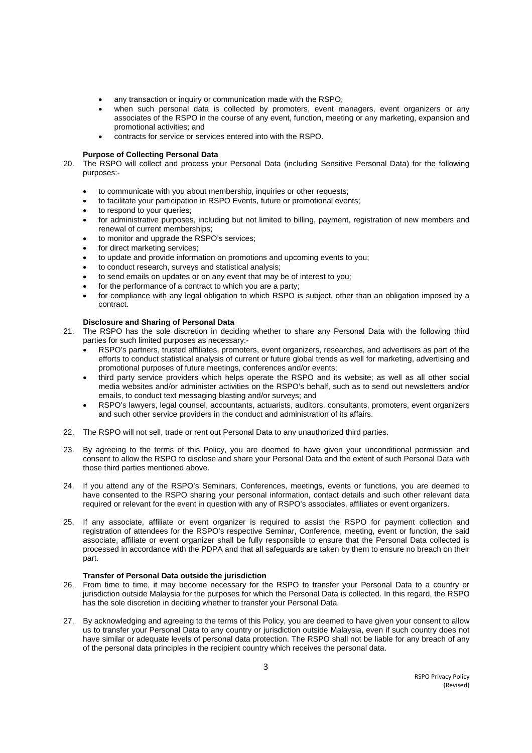- any transaction or inquiry or communication made with the RSPO;
- when such personal data is collected by promoters, event managers, event organizers or any associates of the RSPO in the course of any event, function, meeting or any marketing, expansion and promotional activities; and
- contracts for service or services entered into with the RSPO.

**Purpose of Collecting Personal Data**

20. The RSPO will collect and process your Personal Data (including Sensitive Personal Data) for the following purposes:-

    - to communicate with you about membership, inquiries or other requests;
    - to facilitate your participation in RSPO Events, future or promotional events;
    - to respond to your queries;
    - for administrative purposes, including but not limited to billing, payment, registration of new members and renewal of current memberships;
    - to monitor and upgrade the RSPO's services;
    - for direct marketing services;
    - to update and provide information on promotions and upcoming events to you;
    - to conduct research, surveys and statistical analysis;
    - to send emails on updates or on any event that may be of interest to you;
    - for the performance of a contract to which you are a party;
    - for compliance with any legal obligation to which RSPO is subject, other than an obligation imposed by a contract.

**Disclosure and Sharing of Personal Data**

21. The RSPO has the sole discretion in deciding whether to share any Personal Data with the following third parties for such limited purposes as necessary:-
    - RSPO's partners, trusted affiliates, promoters, event organizers, researches, and advertisers as part of the efforts to conduct statistical analysis of current or future global trends as well for marketing, advertising and promotional purposes of future meetings, conferences and/or events;
    - third party service providers which helps operate the RSPO and its website; as well as all other social media websites and/or administer activities on the RSPO's behalf, such as to send out newsletters and/or emails, to conduct text messaging blasting and/or surveys; and
    - RSPO's lawyers, legal counsel, accountants, actuarists, auditors, consultants, promoters, event organizers and such other service providers in the conduct and administration of its affairs.

22. The RSPO will not sell, trade or rent out Personal Data to any unauthorized third parties.

23. By agreeing to the terms of this Policy, you are deemed to have given your unconditional permission and consent to allow the RSPO to disclose and share your Personal Data and the extent of such Personal Data with those third parties mentioned above.

24. If you attend any of the RSPO's Seminars, Conferences, meetings, events or functions, you are deemed to have consented to the RSPO sharing your personal information, contact details and such other relevant data required or relevant for the event in question with any of RSPO's associates, affiliates or event organizers.

25. If any associate, affiliate or event organizer is required to assist the RSPO for payment collection and registration of attendees for the RSPO's respective Seminar, Conference, meeting, event or function, the said associate, affiliate or event organizer shall be fully responsible to ensure that the Personal Data collected is processed in accordance with the PDPA and that all safeguards are taken by them to ensure no breach on their part.

**Transfer of Personal Data outside the jurisdiction**

26. From time to time, it may become necessary for the RSPO to transfer your Personal Data to a country or jurisdiction outside Malaysia for the purposes for which the Personal Data is collected. In this regard, the RSPO has the sole discretion in deciding whether to transfer your Personal Data.

27. By acknowledging and agreeing to the terms of this Policy, you are deemed to have given your consent to allow us to transfer your Personal Data to any country or jurisdiction outside Malaysia, even if such country does not have similar or adequate levels of personal data protection. The RSPO shall not be liable for any breach of any of the personal data principles in the recipient country which receives the personal data.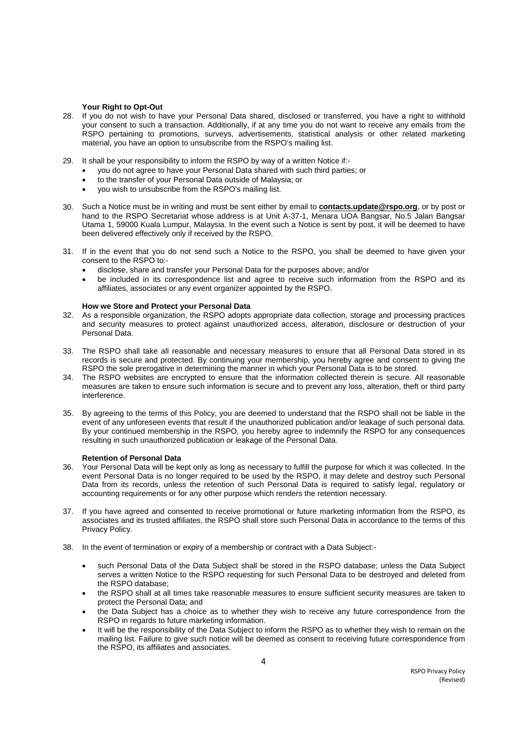**Your Right to Opt-Out**

28. If you do not wish to have your Personal Data shared, disclosed or transferred, you have a right to withhold your consent to such a transaction. Additionally, if at any time you do not want to receive any emails from the RSPO pertaining to promotions, surveys, advertisements, statistical analysis or other related marketing material, you have an option to unsubscribe from the RSPO's mailing list.

29. It shall be your responsibility to inform the RSPO by way of a written Notice if:-
    - you do not agree to have your Personal Data shared with such third parties; or
    - to the transfer of your Personal Data outside of Malaysia; or
    - you wish to unsubscribe from the RSPO's mailing list.

30. Such a Notice must be in writing and must be sent either by email to **contacts.update@rspo.org**, or by post or hand to the RSPO Secretariat whose address is at Unit A-37-1, Menara UOA Bangsar, No.5 Jalan Bangsar Utama 1, 59000 Kuala Lumpur, Malaysia. In the event such a Notice is sent by post, it will be deemed to have been delivered effectively only if received by the RSPO.

31. If in the event that you do not send such a Notice to the RSPO, you shall be deemed to have given your consent to the RSPO to:-
    - disclose, share and transfer your Personal Data for the purposes above; and/or
    - be included in its correspondence list and agree to receive such information from the RSPO and its affiliates, associates or any event organizer appointed by the RSPO.

**How we Store and Protect your Personal Data**

32. As a responsible organization, the RSPO adopts appropriate data collection, storage and processing practices and security measures to protect against unauthorized access, alteration, disclosure or destruction of your Personal Data.

33. The RSPO shall take all reasonable and necessary measures to ensure that all Personal Data stored in its records is secure and protected. By continuing your membership, you hereby agree and consent to giving the RSPO the sole prerogative in determining the manner in which your Personal Data is to be stored.

34. The RSPO websites are encrypted to ensure that the information collected therein is secure. All reasonable measures are taken to ensure such information is secure and to prevent any loss, alteration, theft or third party interference.

35. By agreeing to the terms of this Policy, you are deemed to understand that the RSPO shall not be liable in the event of any unforeseen events that result if the unauthorized publication and/or leakage of such personal data. By your continued membership in the RSPO, you hereby agree to indemnify the RSPO for any consequences resulting in such unauthorized publication or leakage of the Personal Data.

**Retention of Personal Data**

36. Your Personal Data will be kept only as long as necessary to fulfill the purpose for which it was collected. In the event Personal Data is no longer required to be used by the RSPO, it may delete and destroy such Personal Data from its records, unless the retention of such Personal Data is required to satisfy legal, regulatory or accounting requirements or for any other purpose which renders the retention necessary.

37. If you have agreed and consented to receive promotional or future marketing information from the RSPO, its associates and its trusted affiliates, the RSPO shall store such Personal Data in accordance to the terms of this Privacy Policy.

38. In the event of termination or expiry of a membership or contract with a Data Subject:-
    - such Personal Data of the Data Subject shall be stored in the RSPO database; unless the Data Subject serves a written Notice to the RSPO requesting for such Personal Data to be destroyed and deleted from the RSPO database;
    - the RSPO shall at all times take reasonable measures to ensure sufficient security measures are taken to protect the Personal Data; and
    - the Data Subject has a choice as to whether they wish to receive any future correspondence from the RSPO in regards to future marketing information.
    - It will be the responsibility of the Data Subject to inform the RSPO as to whether they wish to remain on the mailing list. Failure to give such notice will be deemed as consent to receiving future correspondence from the RSPO, its affiliates and associates.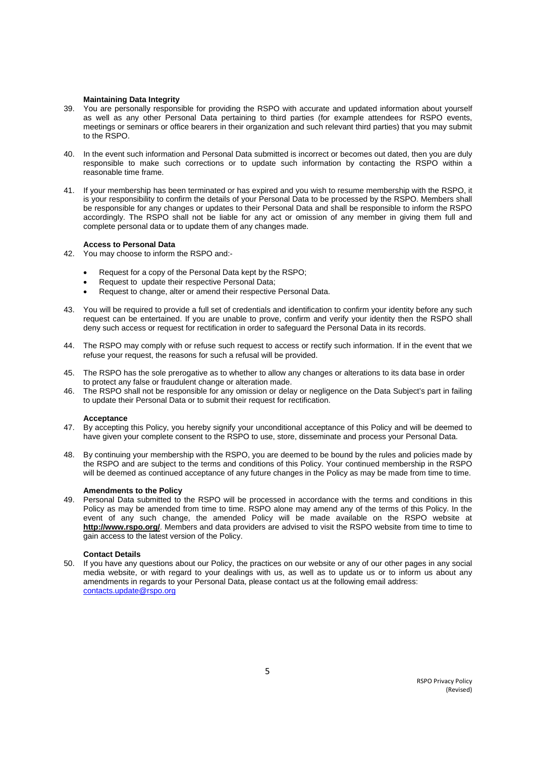**Maintaining Data Integrity**

39. You are personally responsible for providing the RSPO with accurate and updated information about yourself as well as any other Personal Data pertaining to third parties (for example attendees for RSPO events, meetings or seminars or office bearers in their organization and such relevant third parties) that you may submit to the RSPO.

40. In the event such information and Personal Data submitted is incorrect or becomes out dated, then you are duly responsible to make such corrections or to update such information by contacting the RSPO within a reasonable time frame.

41. If your membership has been terminated or has expired and you wish to resume membership with the RSPO, it is your responsibility to confirm the details of your Personal Data to be processed by the RSPO. Members shall be responsible for any changes or updates to their Personal Data and shall be responsible to inform the RSPO accordingly. The RSPO shall not be liable for any act or omission of any member in giving them full and complete personal data or to update them of any changes made.

**Access to Personal Data**

42. You may choose to inform the RSPO and:-

- Request for a copy of the Personal Data kept by the RSPO;
- Request to update their respective Personal Data;
- Request to change, alter or amend their respective Personal Data.

43. You will be required to provide a full set of credentials and identification to confirm your identity before any such request can be entertained. If you are unable to prove, confirm and verify your identity then the RSPO shall deny such access or request for rectification in order to safeguard the Personal Data in its records.

44. The RSPO may comply with or refuse such request to access or rectify such information. If in the event that we refuse your request, the reasons for such a refusal will be provided.

45. The RSPO has the sole prerogative as to whether to allow any changes or alterations to its data base in order to protect any false or fraudulent change or alteration made.

46. The RSPO shall not be responsible for any omission or delay or negligence on the Data Subject's part in failing to update their Personal Data or to submit their request for rectification.

**Acceptance**

47. By accepting this Policy, you hereby signify your unconditional acceptance of this Policy and will be deemed to have given your complete consent to the RSPO to use, store, disseminate and process your Personal Data.

48. By continuing your membership with the RSPO, you are deemed to be bound by the rules and policies made by the RSPO and are subject to the terms and conditions of this Policy. Your continued membership in the RSPO will be deemed as continued acceptance of any future changes in the Policy as may be made from time to time.

**Amendments to the Policy**

49. Personal Data submitted to the RSPO will be processed in accordance with the terms and conditions in this Policy as may be amended from time to time. RSPO alone may amend any of the terms of this Policy. In the event of any such change, the amended Policy will be made available on the RSPO website at **http://www.rspo.org/**. Members and data providers are advised to visit the RSPO website from time to time to gain access to the latest version of the Policy.

**Contact Details**

50. If you have any questions about our Policy, the practices on our website or any of our other pages in any social media website, or with regard to your dealings with us, as well as to update us or to inform us about any amendments in regards to your Personal Data, please contact us at the following email address: contacts.update@rspo.org